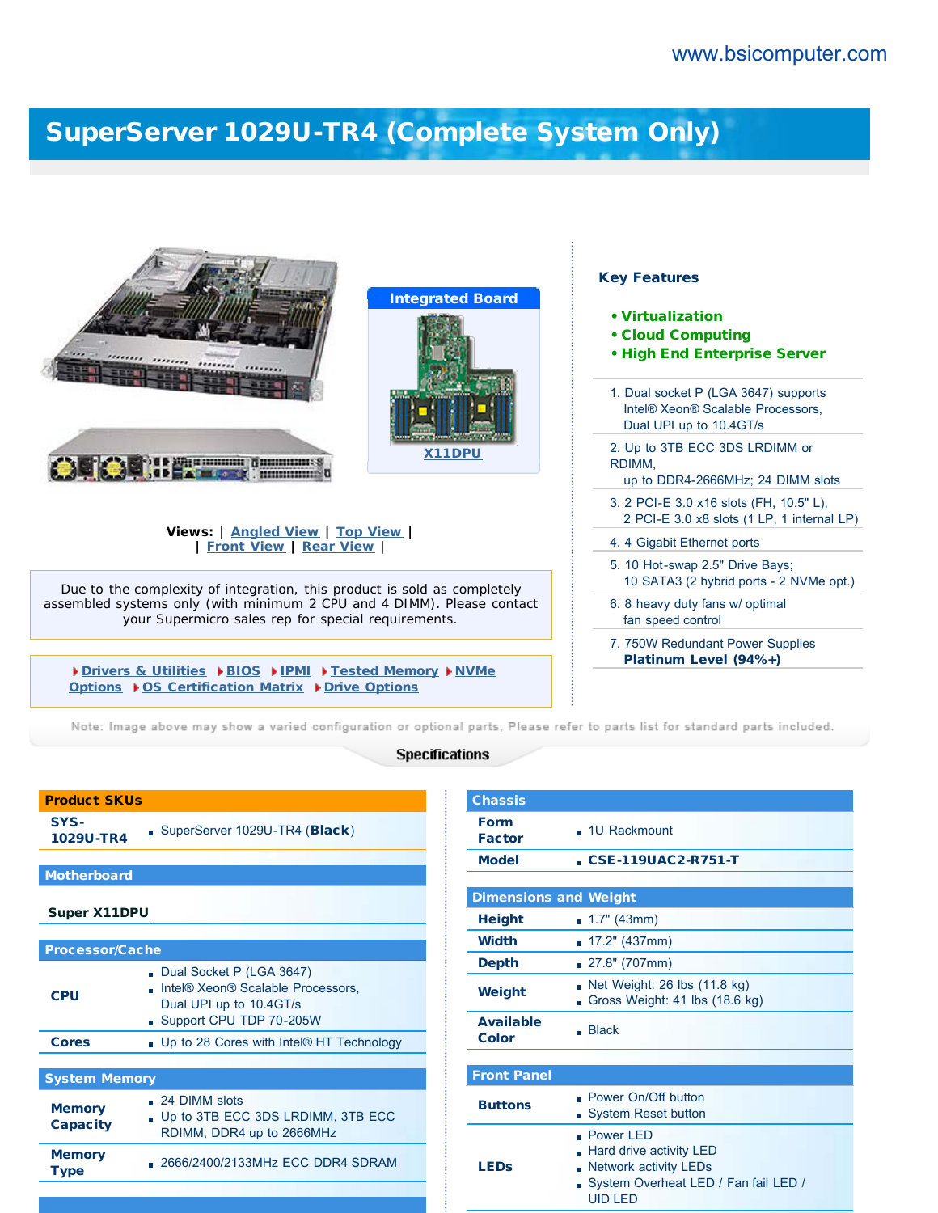www.bsicomputer.com

# SuperServer 1029U-TR4 (Complete System Only)

**Integrated Board**

X11DPU

**Views:** | Angled View | Top View |
| Front View | Rear View |

Due to the complexity of integration, this product is sold as completely assembled systems only (with minimum 2 CPU and 4 DIMM). Please contact your Supermicro sales rep for special requirements.

Drivers & Utilities | BIOS | IPMI | Tested Memory | NVMe Options | OS Certification Matrix | Drive Options

## Key Features

- **Virtualization**
- **Cloud Computing**
- **High End Enterprise Server**

1. Dual socket P (LGA 3647) supports Intel® Xeon® Scalable Processors, Dual UPI up to 10.4GT/s
2. Up to 3TB ECC 3DS LRDIMM or RDIMM, up to DDR4-2666MHz; 24 DIMM slots
3. 2 PCI-E 3.0 x16 slots (FH, 10.5" L), 2 PCI-E 3.0 x8 slots (1 LP, 1 internal LP)
4. 4 Gigabit Ethernet ports
5. 10 Hot-swap 2.5" Drive Bays; 10 SATA3 (2 hybrid ports - 2 NVMe opt.)
6. 8 heavy duty fans w/ optimal fan speed control
7. 750W Redundant Power Supplies **Platinum Level (94%+)**

Note: Image above may show a varied configuration or optional parts. Please refer to parts list for standard parts included.

## Specifications

| Product SKUs | |
|---|---|
| SYS-1029U-TR4 | SuperServer 1029U-TR4 (**Black**) |

| Motherboard |
|---|
| Super X11DPU |

| Processor/Cache | |
|---|---|
| CPU | Dual Socket P (LGA 3647)<br>Intel® Xeon® Scalable Processors, Dual UPI up to 10.4GT/s<br>Support CPU TDP 70-205W |
| Cores | Up to 28 Cores with Intel® HT Technology |

| System Memory | |
|---|---|
| Memory Capacity | 24 DIMM slots<br>Up to 3TB ECC 3DS LRDIMM, 3TB ECC RDIMM, DDR4 up to 2666MHz |
| Memory Type | 2666/2400/2133MHz ECC DDR4 SDRAM |

| Chassis | |
|---|---|
| Form Factor | 1U Rackmount |
| Model | **CSE-119UAC2-R751-T** |

| Dimensions and Weight | |
|---|---|
| Height | 1.7" (43mm) |
| Width | 17.2" (437mm) |
| Depth | 27.8" (707mm) |
| Weight | Net Weight: 26 lbs (11.8 kg)<br>Gross Weight: 41 lbs (18.6 kg) |
| Available Color | Black |

| Front Panel | |
|---|---|
| Buttons | Power On/Off button<br>System Reset button |
| LEDs | Power LED<br>Hard drive activity LED<br>Network activity LEDs<br>System Overheat LED / Fan fail LED / UID LED |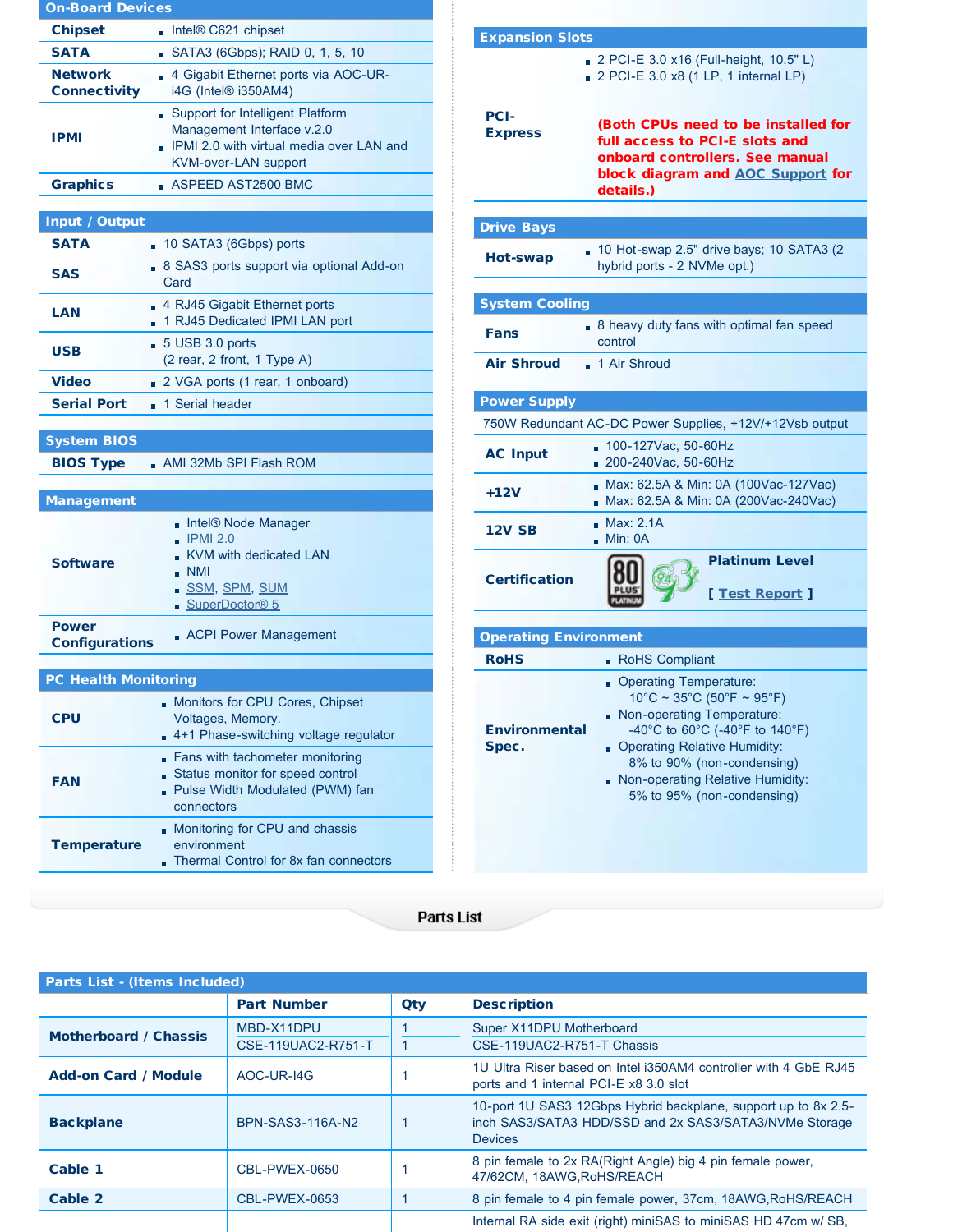## On-Board Devices

| | |
|---|---|
| **Chipset** | Intel® C621 chipset |
| **SATA** | SATA3 (6Gbps); RAID 0, 1, 5, 10 |
| **Network Connectivity** | 4 Gigabit Ethernet ports via AOC-UR-i4G (Intel® i350AM4) |
| **IPMI** | Support for Intelligent Platform Management Interface v.2.0<br>IPMI 2.0 with virtual media over LAN and KVM-over-LAN support |
| **Graphics** | ASPEED AST2500 BMC |

## Input / Output

| | |
|---|---|
| **SATA** | 10 SATA3 (6Gbps) ports |
| **SAS** | 8 SAS3 ports support via optional Add-on Card |
| **LAN** | 4 RJ45 Gigabit Ethernet ports<br>1 RJ45 Dedicated IPMI LAN port |
| **USB** | 5 USB 3.0 ports (2 rear, 2 front, 1 Type A) |
| **Video** | 2 VGA ports (1 rear, 1 onboard) |
| **Serial Port** | 1 Serial header |

## System BIOS

| | |
|---|---|
| **BIOS Type** | AMI 32Mb SPI Flash ROM |

## Management

| | |
|---|---|
| **Software** | Intel® Node Manager<br>IPMI 2.0<br>KVM with dedicated LAN<br>NMI<br>SSM, SPM, SUM<br>SuperDoctor® 5 |
| **Power Configurations** | ACPI Power Management |

## PC Health Monitoring

| | |
|---|---|
| **CPU** | Monitors for CPU Cores, Chipset Voltages, Memory.<br>4+1 Phase-switching voltage regulator |
| **FAN** | Fans with tachometer monitoring<br>Status monitor for speed control<br>Pulse Width Modulated (PWM) fan connectors |
| **Temperature** | Monitoring for CPU and chassis environment<br>Thermal Control for 8x fan connectors |

## Expansion Slots

| | |
|---|---|
| **PCI-Express** | 2 PCI-E 3.0 x16 (Full-height, 10.5" L)<br>2 PCI-E 3.0 x8 (1 LP, 1 internal LP)<br>**(Both CPUs need to be installed for full access to PCI-E slots and onboard controllers. See manual block diagram and AOC Support for details.)** |

## Drive Bays

| | |
|---|---|
| **Hot-swap** | 10 Hot-swap 2.5" drive bays; 10 SATA3 (2 hybrid ports - 2 NVMe opt.) |

## System Cooling

| | |
|---|---|
| **Fans** | 8 heavy duty fans with optimal fan speed control |
| **Air Shroud** | 1 Air Shroud |

## Power Supply

750W Redundant AC-DC Power Supplies, +12V/+12Vsb output

| | |
|---|---|
| **AC Input** | 100-127Vac, 50-60Hz<br>200-240Vac, 50-60Hz |
| **+12V** | Max: 62.5A & Min: 0A (100Vac-127Vac)<br>Max: 62.5A & Min: 0A (200Vac-240Vac) |
| **12V SB** | Max: 2.1A<br>Min: 0A |
| **Certification** | **Platinum Level**<br>**[ Test Report ]** |

## Operating Environment

| | |
|---|---|
| **RoHS** | RoHS Compliant |
| **Environmental Spec.** | Operating Temperature: 10°C ~ 35°C (50°F ~ 95°F)<br>Non-operating Temperature: -40°C to 60°C (-40°F to 140°F)<br>Operating Relative Humidity: 8% to 90% (non-condensing)<br>Non-operating Relative Humidity: 5% to 95% (non-condensing) |

# Parts List

## Parts List - (Items Included)

| | Part Number | Qty | Description |
|---|---|---|---|
| **Motherboard / Chassis** | MBD-X11DPU | 1 | Super X11DPU Motherboard |
| | CSE-119UAC2-R751-T | 1 | CSE-119UAC2-R751-T Chassis |
| **Add-on Card / Module** | AOC-UR-I4G | 1 | 1U Ultra Riser based on Intel i350AM4 controller with 4 GbE RJ45 ports and 1 internal PCI-E x8 3.0 slot |
| **Backplane** | BPN-SAS3-116A-N2 | 1 | 10-port 1U SAS3 12Gbps Hybrid backplane, support up to 8x 2.5-inch SAS3/SATA3 HDD/SSD and 2x SAS3/SATA3/NVMe Storage Devices |
| **Cable 1** | CBL-PWEX-0650 | 1 | 8 pin female to 2x RA(Right Angle) big 4 pin female power, 47/62CM, 18AWG,RoHS/REACH |
| **Cable 2** | CBL-PWEX-0653 | 1 | 8 pin female to 4 pin female power, 37cm, 18AWG,RoHS/REACH |
| | | | Internal RA side exit (right) miniSAS to miniSAS HD 47cm w/ SB, |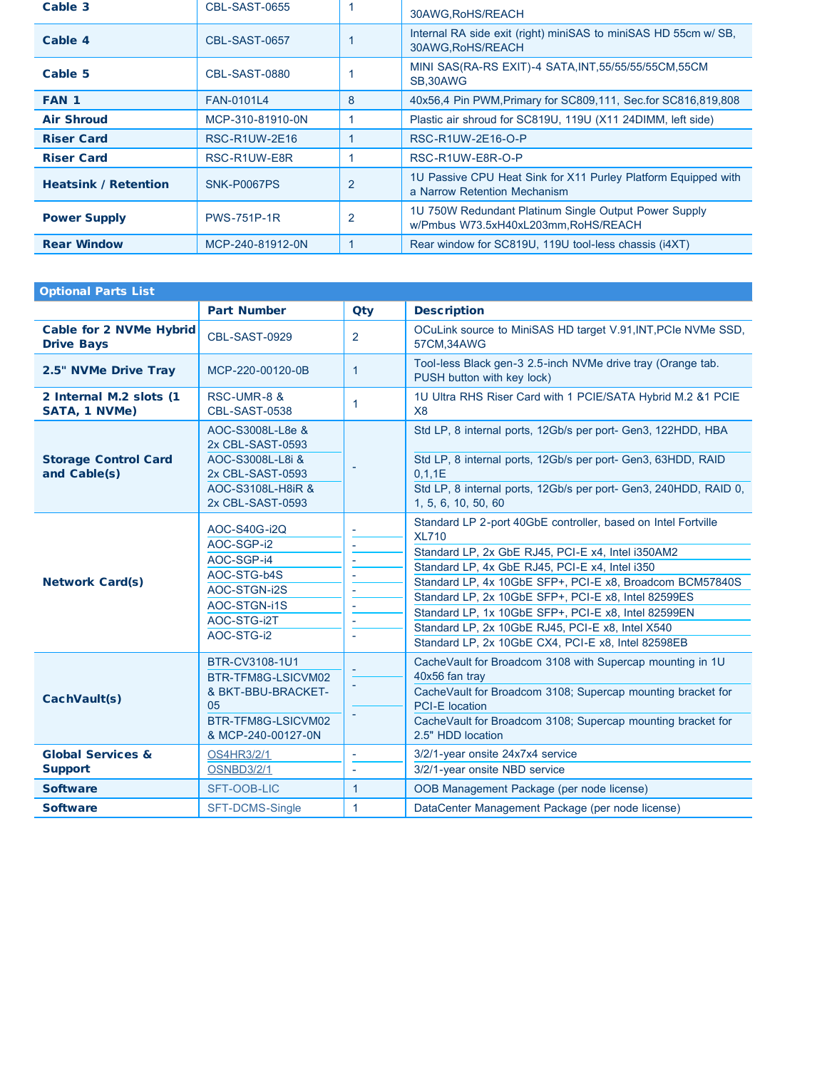| | | | |
|---|---|---|---|
| **Cable 3** | CBL-SAST-0655 | 1 | 30AWG,RoHS/REACH |
| **Cable 4** | CBL-SAST-0657 | 1 | Internal RA side exit (right) miniSAS to miniSAS HD 55cm w/ SB, 30AWG,RoHS/REACH |
| **Cable 5** | CBL-SAST-0880 | 1 | MINI SAS(RA-RS EXIT)-4 SATA,INT,55/55/55/55CM,55CM SB,30AWG |
| **FAN 1** | FAN-0101L4 | 8 | 40x56,4 Pin PWM,Primary for SC809,111, Sec.for SC816,819,808 |
| **Air Shroud** | MCP-310-81910-0N | 1 | Plastic air shroud for SC819U, 119U (X11 24DIMM, left side) |
| **Riser Card** | RSC-R1UW-2E16 | 1 | RSC-R1UW-2E16-O-P |
| **Riser Card** | RSC-R1UW-E8R | 1 | RSC-R1UW-E8R-O-P |
| **Heatsink / Retention** | SNK-P0067PS | 2 | 1U Passive CPU Heat Sink for X11 Purley Platform Equipped with a Narrow Retention Mechanism |
| **Power Supply** | PWS-751P-1R | 2 | 1U 750W Redundant Platinum Single Output Power Supply w/Pmbus W73.5xH40xL203mm,RoHS/REACH |
| **Rear Window** | MCP-240-81912-0N | 1 | Rear window for SC819U, 119U tool-less chassis (i4XT) |

## Optional Parts List

| | Part Number | Qty | Description |
|---|---|---|---|
| **Cable for 2 NVMe Hybrid Drive Bays** | CBL-SAST-0929 | 2 | OCuLink source to MiniSAS HD target V.91,INT,PCIe NVMe SSD, 57CM,34AWG |
| **2.5" NVMe Drive Tray** | MCP-220-00120-0B | 1 | Tool-less Black gen-3 2.5-inch NVMe drive tray (Orange tab. PUSH button with key lock) |
| **2 Internal M.2 slots (1 SATA, 1 NVMe)** | RSC-UMR-8 & CBL-SAST-0538 | 1 | 1U Ultra RHS Riser Card with 1 PCIE/SATA Hybrid M.2 &1 PCIE X8 |
| **Storage Control Card and Cable(s)** | AOC-S3008L-L8e & 2x CBL-SAST-0593 | - | Std LP, 8 internal ports, 12Gb/s per port- Gen3, 122HDD, HBA |
| | AOC-S3008L-L8i & 2x CBL-SAST-0593 | | Std LP, 8 internal ports, 12Gb/s per port- Gen3, 63HDD, RAID 0,1,1E |
| | AOC-S3108L-H8iR & 2x CBL-SAST-0593 | | Std LP, 8 internal ports, 12Gb/s per port- Gen3, 240HDD, RAID 0, 1, 5, 6, 10, 50, 60 |
| **Network Card(s)** | AOC-S40G-i2Q | - | Standard LP 2-port 40GbE controller, based on Intel Fortville XL710 |
| | AOC-SGP-i2 | - | Standard LP, 2x GbE RJ45, PCI-E x4, Intel i350AM2 |
| | AOC-SGP-i4 | - | Standard LP, 4x GbE RJ45, PCI-E x4, Intel i350 |
| | AOC-STG-b4S | - | Standard LP, 4x 10GbE SFP+, PCI-E x8, Broadcom BCM57840S |
| | AOC-STGN-i2S | - | Standard LP, 2x 10GbE SFP+, PCI-E x8, Intel 82599ES |
| | AOC-STGN-i1S | - | Standard LP, 1x 10GbE SFP+, PCI-E x8, Intel 82599EN |
| | AOC-STG-i2T | - | Standard LP, 2x 10GbE RJ45, PCI-E x8, Intel X540 |
| | AOC-STG-i2 | - | Standard LP, 2x 10GbE CX4, PCI-E x8, Intel 82598EB |
| **CachVault(s)** | BTR-CV3108-1U1 | - | CacheVault for Broadcom 3108 with Supercap mounting in 1U 40x56 fan tray |
| | BTR-TFM8G-LSICVM02 & BKT-BBU-BRACKET-05 | - | CacheVault for Broadcom 3108; Supercap mounting bracket for PCI-E location |
| | BTR-TFM8G-LSICVM02 & MCP-240-00127-0N | - | CacheVault for Broadcom 3108; Supercap mounting bracket for 2.5" HDD location |
| **Global Services & Support** | OS4HR3/2/1 | - | 3/2/1-year onsite 24x7x4 service |
| | OSNBD3/2/1 | - | 3/2/1-year onsite NBD service |
| **Software** | SFT-OOB-LIC | 1 | OOB Management Package (per node license) |
| **Software** | SFT-DCMS-Single | 1 | DataCenter Management Package (per node license) |